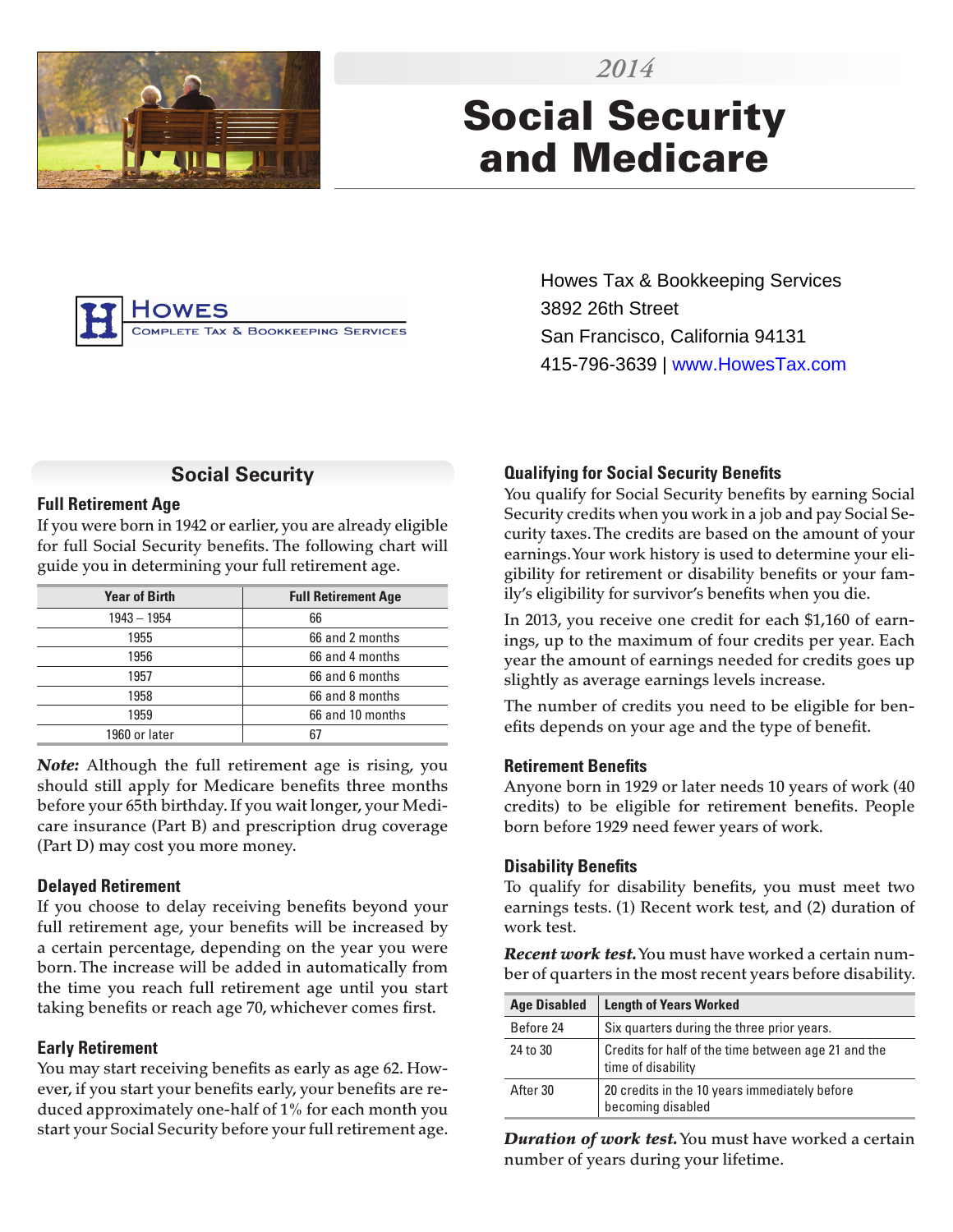2014

# Social Security and Medicare

HOWES
COMPLETE TAX & BOOKKEEPING SERVICES

Howes Tax & Bookkeeping Services
3892 26th Street
San Francisco, California 94131
415-796-3639 | www.HowesTax.com

## Social Security

### Full Retirement Age

If you were born in 1942 or earlier, you are already eligible for full Social Security benefits. The following chart will guide you in determining your full retirement age.

| Year of Birth | Full Retirement Age |
|---|---|
| 1943 – 1954 | 66 |
| 1955 | 66 and 2 months |
| 1956 | 66 and 4 months |
| 1957 | 66 and 6 months |
| 1958 | 66 and 8 months |
| 1959 | 66 and 10 months |
| 1960 or later | 67 |

***Note:*** Although the full retirement age is rising, you should still apply for Medicare benefits three months before your 65th birthday. If you wait longer, your Medicare insurance (Part B) and prescription drug coverage (Part D) may cost you more money.

### Delayed Retirement

If you choose to delay receiving benefits beyond your full retirement age, your benefits will be increased by a certain percentage, depending on the year you were born. The increase will be added in automatically from the time you reach full retirement age until you start taking benefits or reach age 70, whichever comes first.

### Early Retirement

You may start receiving benefits as early as age 62. However, if you start your benefits early, your benefits are reduced approximately one-half of 1% for each month you start your Social Security before your full retirement age.

### Qualifying for Social Security Benefits

You qualify for Social Security benefits by earning Social Security credits when you work in a job and pay Social Security taxes. The credits are based on the amount of your earnings. Your work history is used to determine your eligibility for retirement or disability benefits or your family's eligibility for survivor's benefits when you die.

In 2013, you receive one credit for each $1,160 of earnings, up to the maximum of four credits per year. Each year the amount of earnings needed for credits goes up slightly as average earnings levels increase.

The number of credits you need to be eligible for benefits depends on your age and the type of benefit.

### Retirement Benefits

Anyone born in 1929 or later needs 10 years of work (40 credits) to be eligible for retirement benefits. People born before 1929 need fewer years of work.

### Disability Benefits

To qualify for disability benefits, you must meet two earnings tests. (1) Recent work test, and (2) duration of work test.

***Recent work test.*** You must have worked a certain number of quarters in the most recent years before disability.

| Age Disabled | Length of Years Worked |
|---|---|
| Before 24 | Six quarters during the three prior years. |
| 24 to 30 | Credits for half of the time between age 21 and the time of disability |
| After 30 | 20 credits in the 10 years immediately before becoming disabled |

***Duration of work test.*** You must have worked a certain number of years during your lifetime.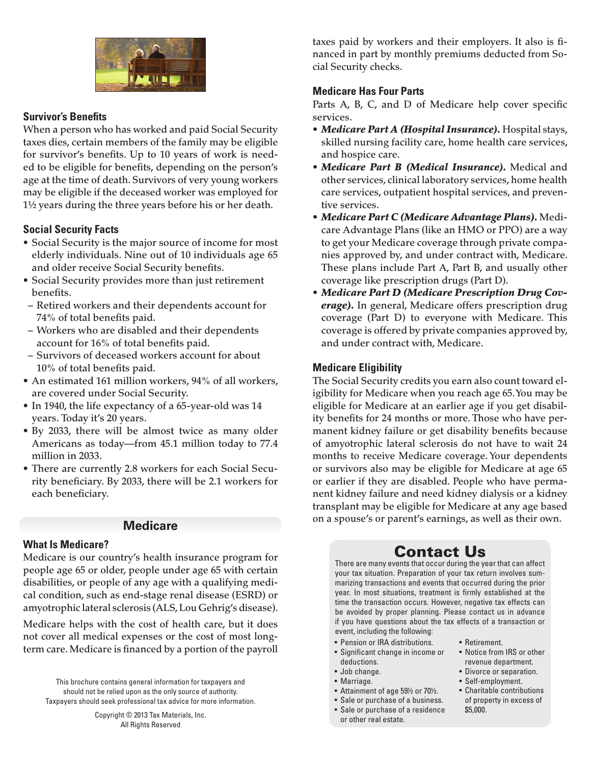## Survivor's Benefits

When a person who has worked and paid Social Security taxes dies, certain members of the family may be eligible for survivor's benefits. Up to 10 years of work is needed to be eligible for benefits, depending on the person's age at the time of death. Survivors of very young workers may be eligible if the deceased worker was employed for 1½ years during the three years before his or her death.

## Social Security Facts

- Social Security is the major source of income for most elderly individuals. Nine out of 10 individuals age 65 and older receive Social Security benefits.
- Social Security provides more than just retirement benefits.
  - Retired workers and their dependents account for 74% of total benefits paid.
  - Workers who are disabled and their dependents account for 16% of total benefits paid.
  - Survivors of deceased workers account for about 10% of total benefits paid.
- An estimated 161 million workers, 94% of all workers, are covered under Social Security.
- In 1940, the life expectancy of a 65-year-old was 14 years. Today it's 20 years.
- By 2033, there will be almost twice as many older Americans as today—from 45.1 million today to 77.4 million in 2033.
- There are currently 2.8 workers for each Social Security beneficiary. By 2033, there will be 2.1 workers for each beneficiary.

# Medicare

## What Is Medicare?

Medicare is our country's health insurance program for people age 65 or older, people under age 65 with certain disabilities, or people of any age with a qualifying medical condition, such as end-stage renal disease (ESRD) or amyotrophic lateral sclerosis (ALS, Lou Gehrig's disease).

Medicare helps with the cost of health care, but it does not cover all medical expenses or the cost of most long-term care. Medicare is financed by a portion of the payroll taxes paid by workers and their employers. It also is financed in part by monthly premiums deducted from Social Security checks.

## Medicare Has Four Parts

Parts A, B, C, and D of Medicare help cover specific services.

- ***Medicare Part A (Hospital Insurance).*** Hospital stays, skilled nursing facility care, home health care services, and hospice care.
- ***Medicare Part B (Medical Insurance).*** Medical and other services, clinical laboratory services, home health care services, outpatient hospital services, and preventive services.
- ***Medicare Part C (Medicare Advantage Plans).*** Medicare Advantage Plans (like an HMO or PPO) are a way to get your Medicare coverage through private companies approved by, and under contract with, Medicare. These plans include Part A, Part B, and usually other coverage like prescription drugs (Part D).
- ***Medicare Part D (Medicare Prescription Drug Coverage).*** In general, Medicare offers prescription drug coverage (Part D) to everyone with Medicare. This coverage is offered by private companies approved by, and under contract with, Medicare.

## Medicare Eligibility

The Social Security credits you earn also count toward eligibility for Medicare when you reach age 65. You may be eligible for Medicare at an earlier age if you get disability benefits for 24 months or more. Those who have permanent kidney failure or get disability benefits because of amyotrophic lateral sclerosis do not have to wait 24 months to receive Medicare coverage. Your dependents or survivors also may be eligible for Medicare at age 65 or earlier if they are disabled. People who have permanent kidney failure and need kidney dialysis or a kidney transplant may be eligible for Medicare at any age based on a spouse's or parent's earnings, as well as their own.

# Contact Us

There are many events that occur during the year that can affect your tax situation. Preparation of your tax return involves summarizing transactions and events that occurred during the prior year. In most situations, treatment is firmly established at the time the transaction occurs. However, negative tax effects can be avoided by proper planning. Please contact us in advance if you have questions about the tax effects of a transaction or event, including the following:

- Pension or IRA distributions.
- Significant change in income or deductions.
- Job change.
- Marriage.
- Attainment of age 59½ or 70½.
- Sale or purchase of a business.
- Sale or purchase of a residence or other real estate.
- Retirement.
- Notice from IRS or other revenue department.
- Divorce or separation.
- Self-employment.
- Charitable contributions of property in excess of $5,000.

This brochure contains general information for taxpayers and should not be relied upon as the only source of authority. Taxpayers should seek professional tax advice for more information.

Copyright © 2013 Tax Materials, Inc. All Rights Reserved